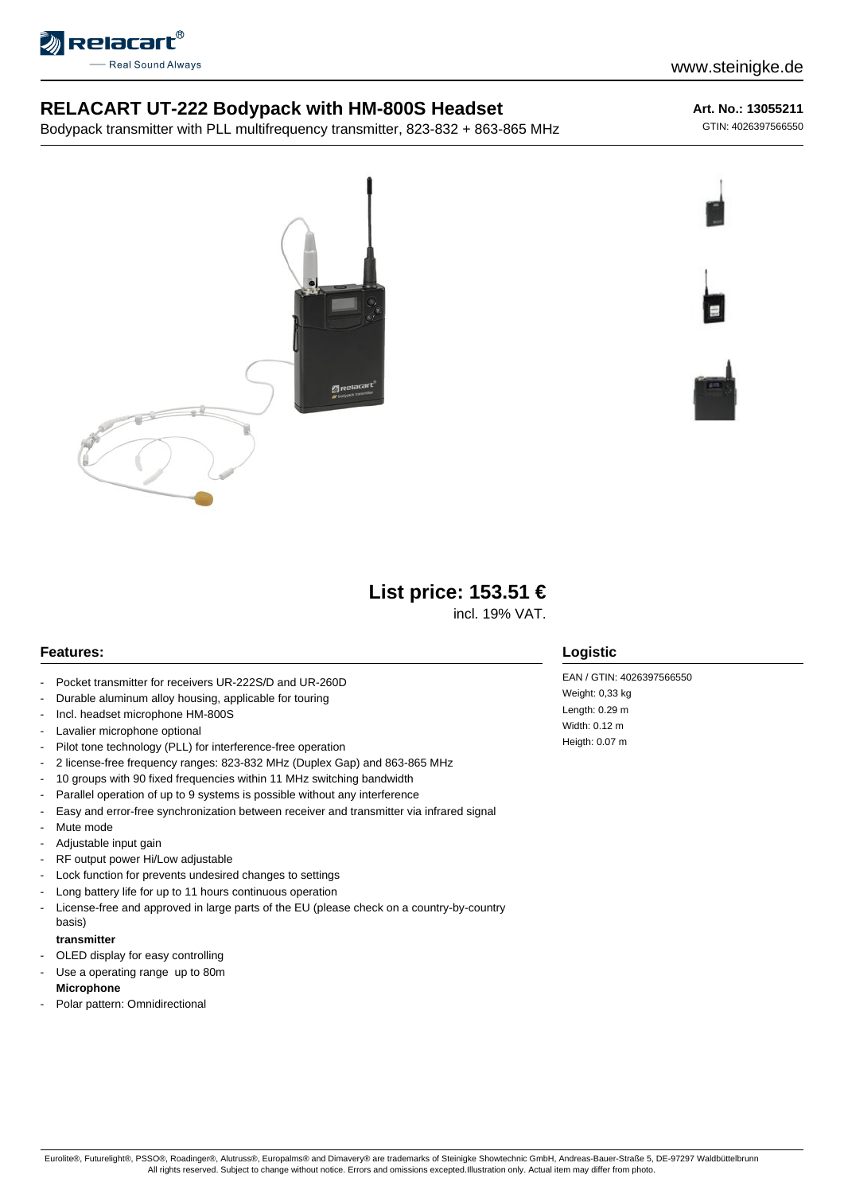# RELACART UT-222 Bodypack with HM-800S Headset

Bodypack transmitter with PLL multifrequency transmitter, 823-832 + 863-865 MHz

**Art. No.: 13055211**

GTIN: 4026397566550

**List price: 153.51 €**

incl. 19% VAT.

## Features:

- Pocket transmitter for receivers UR-222S/D and UR-260D
- Durable aluminum alloy housing, applicable for touring
- Incl. headset microphone HM-800S
- Lavalier microphone optional
- Pilot tone technology (PLL) for interference-free operation
- 2 license-free frequency ranges: 823-832 MHz (Duplex Gap) and 863-865 MHz
- 10 groups with 90 fixed frequencies within 11 MHz switching bandwidth
- Parallel operation of up to 9 systems is possible without any interference
- Easy and error-free synchronization between receiver and transmitter via infrared signal
- Mute mode
- Adjustable input gain
- RF output power Hi/Low adjustable
- Lock function for prevents undesired changes to settings
- Long battery life for up to 11 hours continuous operation
- License-free and approved in large parts of the EU (please check on a country-by-country basis)

**transmitter**

- OLED display for easy controlling
- Use a operating range up to 80m

**Microphone**

- Polar pattern: Omnidirectional

## Logistic

EAN / GTIN: 4026397566550
Weight: 0,33 kg
Length: 0.29 m
Width: 0.12 m
Heigth: 0.07 m

Eurolite®, Futurelight®, PSSO®, Roadinger®, Alutruss®, Europalms® and Dimavery® are trademarks of Steinigke Showtechnic GmbH, Andreas-Bauer-Straße 5, DE-97297 Waldbüttelbrunn
All rights reserved. Subject to change without notice. Errors and omissions excepted.Illustration only. Actual item may differ from photo.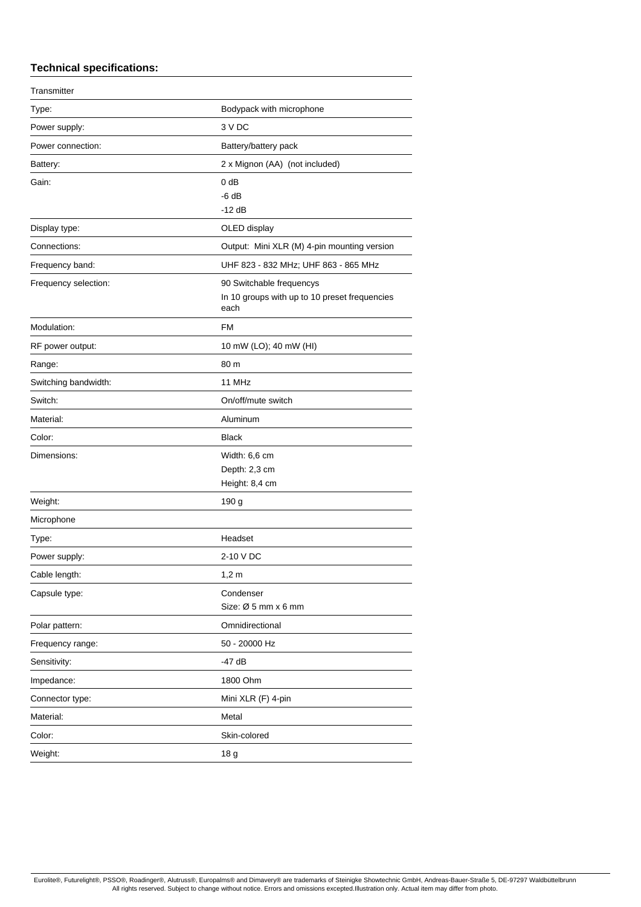### Technical specifications:

| | |
|---|---|
| Transmitter | |
| Type: | Bodypack with microphone |
| Power supply: | 3 V DC |
| Power connection: | Battery/battery pack |
| Battery: | 2 x Mignon (AA) (not included) |
| Gain: | 0 dB<br>-6 dB<br>-12 dB |
| Display type: | OLED display |
| Connections: | Output: Mini XLR (M) 4-pin mounting version |
| Frequency band: | UHF 823 - 832 MHz; UHF 863 - 865 MHz |
| Frequency selection: | 90 Switchable frequencys<br>In 10 groups with up to 10 preset frequencies each |
| Modulation: | FM |
| RF power output: | 10 mW (LO); 40 mW (HI) |
| Range: | 80 m |
| Switching bandwidth: | 11 MHz |
| Switch: | On/off/mute switch |
| Material: | Aluminum |
| Color: | Black |
| Dimensions: | Width: 6,6 cm<br>Depth: 2,3 cm<br>Height: 8,4 cm |
| Weight: | 190 g |
| Microphone | |
| Type: | Headset |
| Power supply: | 2-10 V DC |
| Cable length: | 1,2 m |
| Capsule type: | Condenser<br>Size: Ø 5 mm x 6 mm |
| Polar pattern: | Omnidirectional |
| Frequency range: | 50 - 20000 Hz |
| Sensitivity: | -47 dB |
| Impedance: | 1800 Ohm |
| Connector type: | Mini XLR (F) 4-pin |
| Material: | Metal |
| Color: | Skin-colored |
| Weight: | 18 g |

Eurolite®, Futurelight®, PSSO®, Roadinger®, Alutruss®, Europalms® and Dimavery® are trademarks of Steinigke Showtechnic GmbH, Andreas-Bauer-Straße 5, DE-97297 Waldbüttelbrunn
All rights reserved. Subject to change without notice. Errors and omissions excepted.Illustration only. Actual item may differ from photo.